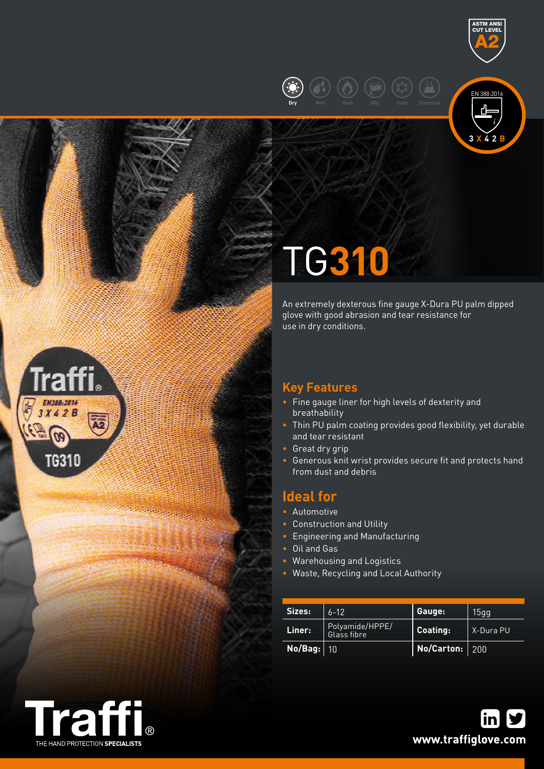ASTM ANSI CUT LEVEL A2

Dry | Wet | Heat | Oily | Cold | Chemical

EN 388:2016

3 X 4 2 B

# TG**310**

An extremely dexterous fine gauge X-Dura PU palm dipped glove with good abrasion and tear resistance for use in dry conditions.

## Key Features

- Fine gauge liner for high levels of dexterity and breathability
- Thin PU palm coating provides good flexibility, yet durable and tear resistant
- Great dry grip
- Generous knit wrist provides secure fit and protects hand from dust and debris

## Ideal for

- Automotive
- Construction and Utility
- Engineering and Manufacturing
- Oil and Gas
- Warehousing and Logistics
- Waste, Recycling and Local Authority

| | | | |
|---|---|---|---|
| **Sizes:** | 6-12 | **Gauge:** | 15gg |
| **Liner:** | Polyamide/HPPE/ Glass fibre | **Coating:** | X-Dura PU |
| **No/Bag:** | 10 | **No/Carton:** | 200 |

Traffi® THE HAND PROTECTION **SPECIALISTS**

**www.traffiglove.com**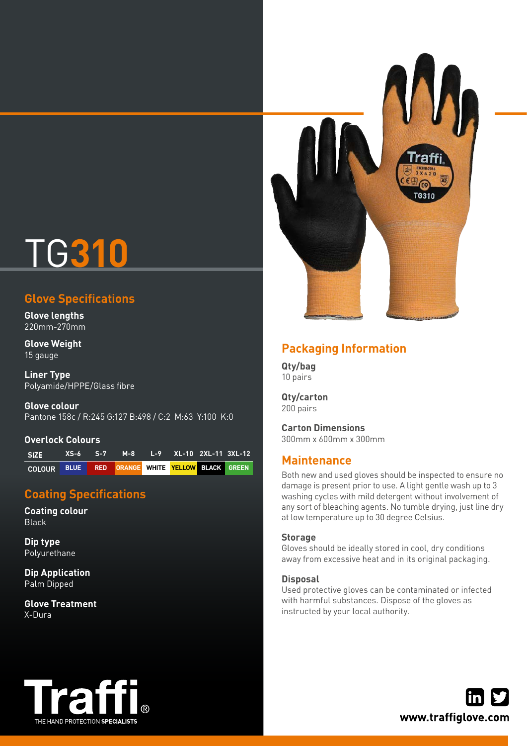# TG310

## Glove Specifications

**Glove lengths**
220mm-270mm

**Glove Weight**
15 gauge

**Liner Type**
Polyamide/HPPE/Glass fibre

**Glove colour**
Pantone 158c / R:245 G:127 B:498 / C:2 M:63 Y:100 K:0

**Overlock Colours**

| SIZE | XS-6 | S-7 | M-8 | L-9 | XL-10 | 2XL-11 | 3XL-12 |
|---|---|---|---|---|---|---|---|
| COLOUR | BLUE | RED | ORANGE | WHITE | YELLOW | BLACK | GREEN |

## Coating Specifications

**Coating colour**
Black

**Dip type**
Polyurethane

**Dip Application**
Palm Dipped

**Glove Treatment**
X-Dura

## Packaging Information

**Qty/bag**
10 pairs

**Qty/carton**
200 pairs

**Carton Dimensions**
300mm x 600mm x 300mm

## Maintenance

Both new and used gloves should be inspected to ensure no damage is present prior to use. A light gentle wash up to 3 washing cycles with mild detergent without involvement of any sort of bleaching agents. No tumble drying, just line dry at low temperature up to 30 degree Celsius.

**Storage**
Gloves should be ideally stored in cool, dry conditions away from excessive heat and in its original packaging.

**Disposal**
Used protective gloves can be contaminated or infected with harmful substances. Dispose of the gloves as instructed by your local authority.

Traffi® THE HAND PROTECTION SPECIALISTS

www.traffiglove.com